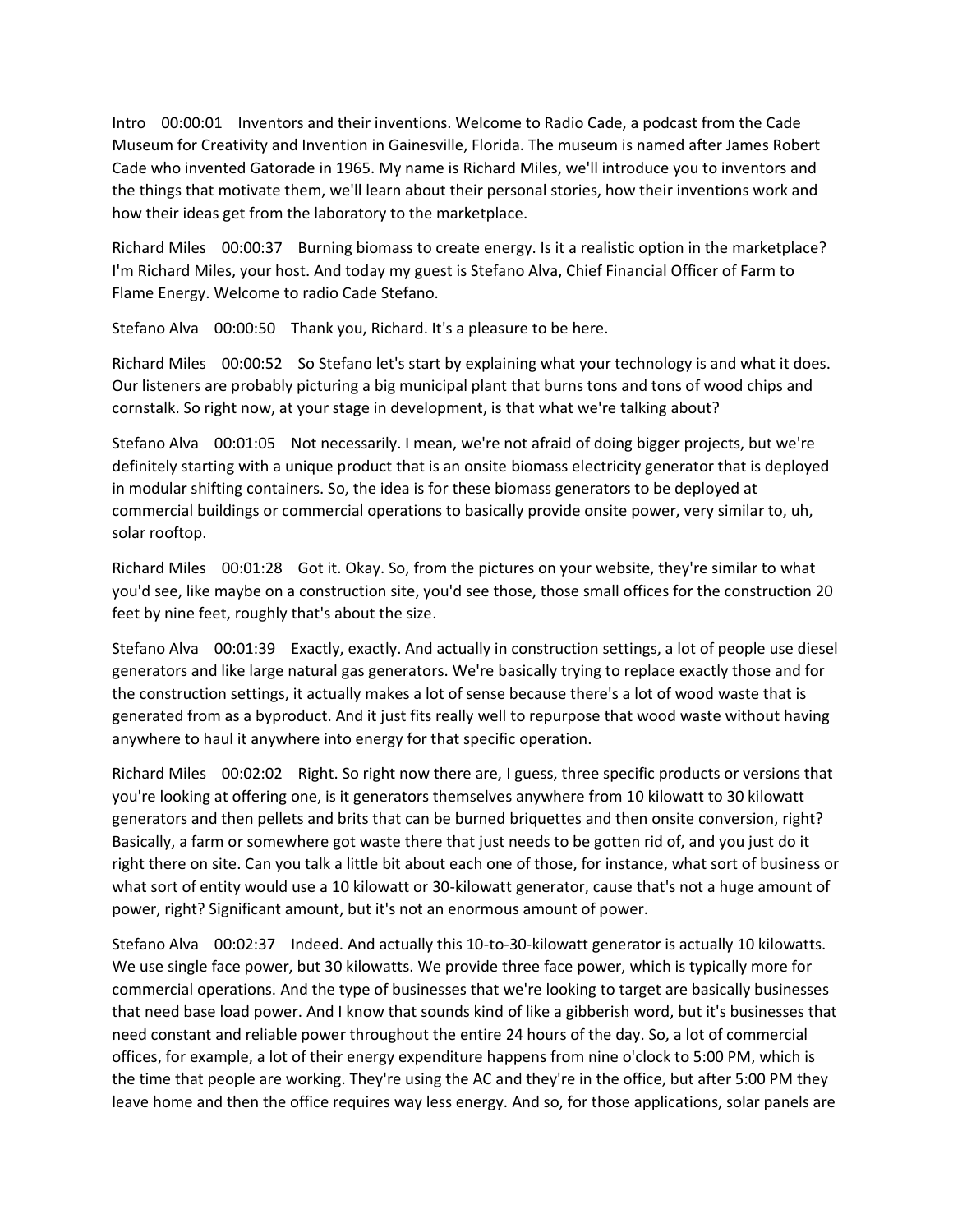Intro 00:00:01 Inventors and their inventions. Welcome to Radio Cade, a podcast from the Cade Museum for Creativity and Invention in Gainesville, Florida. The museum is named after James Robert Cade who invented Gatorade in 1965. My name is Richard Miles, we'll introduce you to inventors and the things that motivate them, we'll learn about their personal stories, how their inventions work and how their ideas get from the laboratory to the marketplace.

Richard Miles 00:00:37 Burning biomass to create energy. Is it a realistic option in the marketplace? I'm Richard Miles, your host. And today my guest is Stefano Alva, Chief Financial Officer of Farm to Flame Energy. Welcome to radio Cade Stefano.

Stefano Alva 00:00:50 Thank you, Richard. It's a pleasure to be here.

Richard Miles 00:00:52 So Stefano let's start by explaining what your technology is and what it does. Our listeners are probably picturing a big municipal plant that burns tons and tons of wood chips and cornstalk. So right now, at your stage in development, is that what we're talking about?

Stefano Alva 00:01:05 Not necessarily. I mean, we're not afraid of doing bigger projects, but we're definitely starting with a unique product that is an onsite biomass electricity generator that is deployed in modular shifting containers. So, the idea is for these biomass generators to be deployed at commercial buildings or commercial operations to basically provide onsite power, very similar to, uh, solar rooftop.

Richard Miles 00:01:28 Got it. Okay. So, from the pictures on your website, they're similar to what you'd see, like maybe on a construction site, you'd see those, those small offices for the construction 20 feet by nine feet, roughly that's about the size.

Stefano Alva 00:01:39 Exactly, exactly. And actually in construction settings, a lot of people use diesel generators and like large natural gas generators. We're basically trying to replace exactly those and for the construction settings, it actually makes a lot of sense because there's a lot of wood waste that is generated from as a byproduct. And it just fits really well to repurpose that wood waste without having anywhere to haul it anywhere into energy for that specific operation.

Richard Miles 00:02:02 Right. So right now there are, I guess, three specific products or versions that you're looking at offering one, is it generators themselves anywhere from 10 kilowatt to 30 kilowatt generators and then pellets and brits that can be burned briquettes and then onsite conversion, right? Basically, a farm or somewhere got waste there that just needs to be gotten rid of, and you just do it right there on site. Can you talk a little bit about each one of those, for instance, what sort of business or what sort of entity would use a 10 kilowatt or 30-kilowatt generator, cause that's not a huge amount of power, right? Significant amount, but it's not an enormous amount of power.

Stefano Alva 00:02:37 Indeed. And actually this 10-to-30-kilowatt generator is actually 10 kilowatts. We use single face power, but 30 kilowatts. We provide three face power, which is typically more for commercial operations. And the type of businesses that we're looking to target are basically businesses that need base load power. And I know that sounds kind of like a gibberish word, but it's businesses that need constant and reliable power throughout the entire 24 hours of the day. So, a lot of commercial offices, for example, a lot of their energy expenditure happens from nine o'clock to 5:00 PM, which is the time that people are working. They're using the AC and they're in the office, but after 5:00 PM they leave home and then the office requires way less energy. And so, for those applications, solar panels are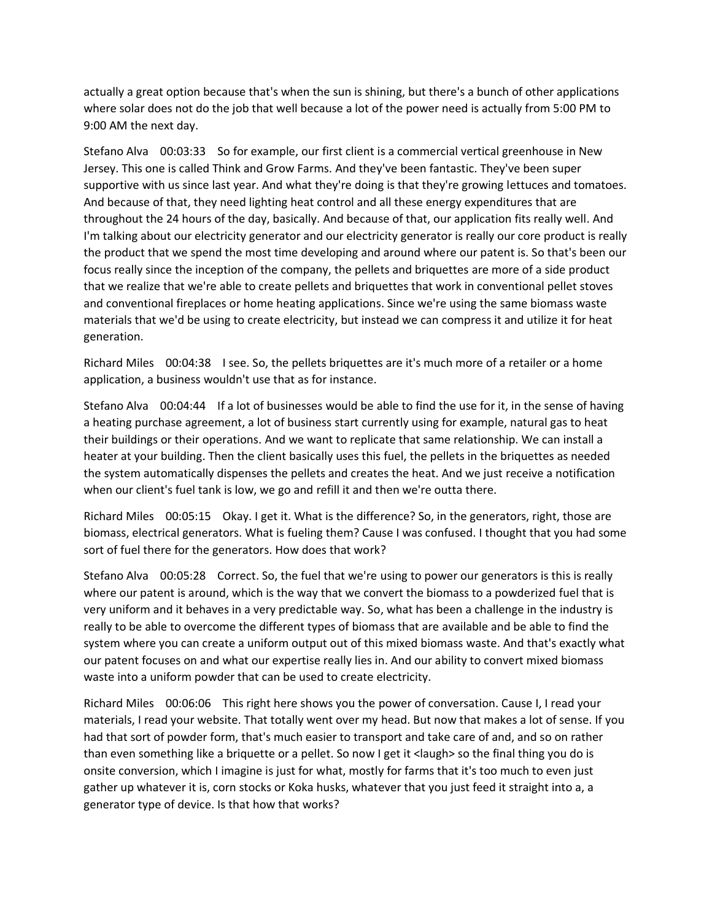actually a great option because that's when the sun is shining, but there's a bunch of other applications where solar does not do the job that well because a lot of the power need is actually from 5:00 PM to 9:00 AM the next day.

Stefano Alva 00:03:33 So for example, our first client is a commercial vertical greenhouse in New Jersey. This one is called Think and Grow Farms. And they've been fantastic. They've been super supportive with us since last year. And what they're doing is that they're growing lettuces and tomatoes. And because of that, they need lighting heat control and all these energy expenditures that are throughout the 24 hours of the day, basically. And because of that, our application fits really well. And I'm talking about our electricity generator and our electricity generator is really our core product is really the product that we spend the most time developing and around where our patent is. So that's been our focus really since the inception of the company, the pellets and briquettes are more of a side product that we realize that we're able to create pellets and briquettes that work in conventional pellet stoves and conventional fireplaces or home heating applications. Since we're using the same biomass waste materials that we'd be using to create electricity, but instead we can compress it and utilize it for heat generation.

Richard Miles 00:04:38 I see. So, the pellets briquettes are it's much more of a retailer or a home application, a business wouldn't use that as for instance.

Stefano Alva 00:04:44 If a lot of businesses would be able to find the use for it, in the sense of having a heating purchase agreement, a lot of business start currently using for example, natural gas to heat their buildings or their operations. And we want to replicate that same relationship. We can install a heater at your building. Then the client basically uses this fuel, the pellets in the briquettes as needed the system automatically dispenses the pellets and creates the heat. And we just receive a notification when our client's fuel tank is low, we go and refill it and then we're outta there.

Richard Miles 00:05:15 Okay. I get it. What is the difference? So, in the generators, right, those are biomass, electrical generators. What is fueling them? Cause I was confused. I thought that you had some sort of fuel there for the generators. How does that work?

Stefano Alva 00:05:28 Correct. So, the fuel that we're using to power our generators is this is really where our patent is around, which is the way that we convert the biomass to a powderized fuel that is very uniform and it behaves in a very predictable way. So, what has been a challenge in the industry is really to be able to overcome the different types of biomass that are available and be able to find the system where you can create a uniform output out of this mixed biomass waste. And that's exactly what our patent focuses on and what our expertise really lies in. And our ability to convert mixed biomass waste into a uniform powder that can be used to create electricity.

Richard Miles 00:06:06 This right here shows you the power of conversation. Cause I, I read your materials, I read your website. That totally went over my head. But now that makes a lot of sense. If you had that sort of powder form, that's much easier to transport and take care of and, and so on rather than even something like a briquette or a pellet. So now I get it <laugh> so the final thing you do is onsite conversion, which I imagine is just for what, mostly for farms that it's too much to even just gather up whatever it is, corn stocks or Koka husks, whatever that you just feed it straight into a, a generator type of device. Is that how that works?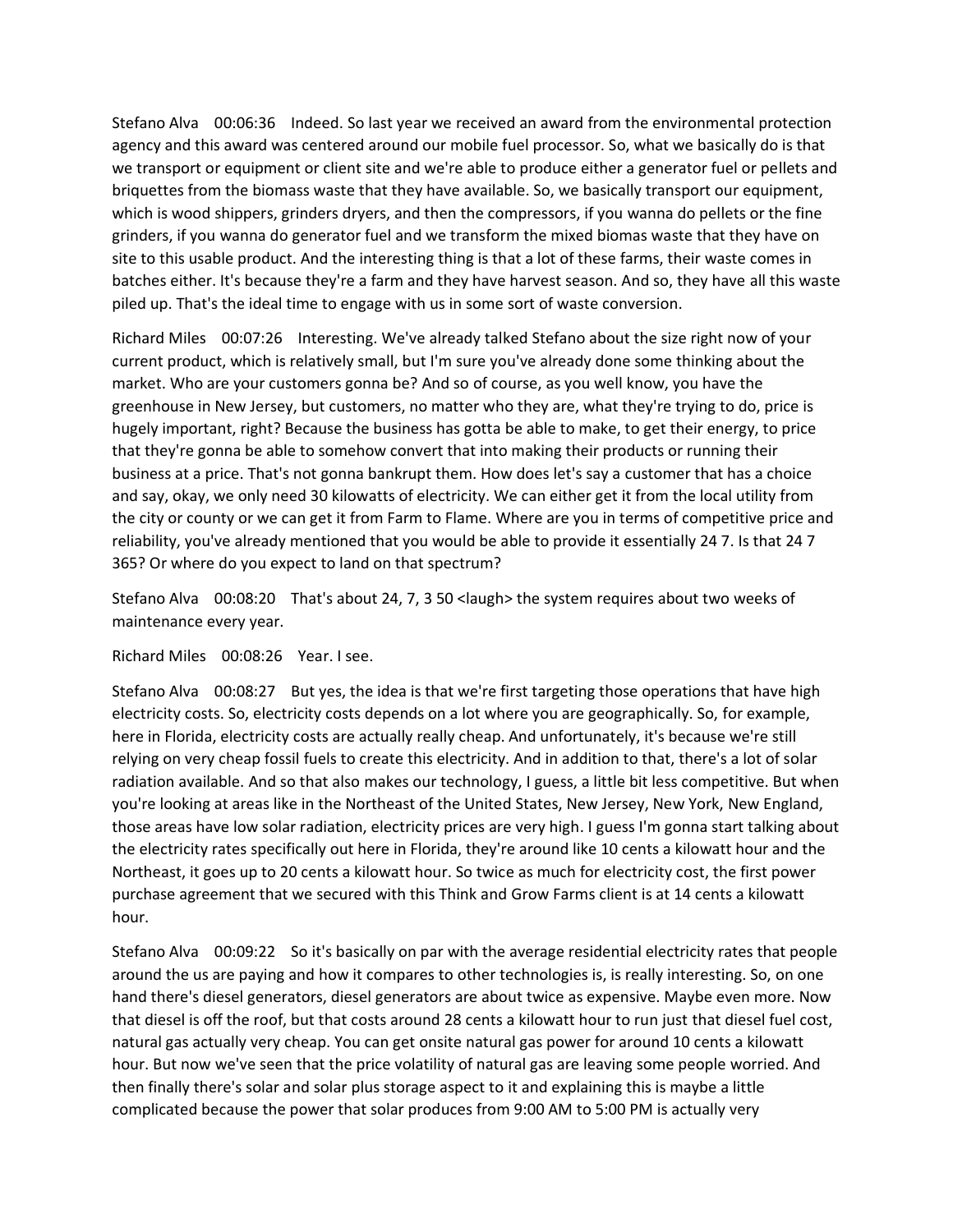Stefano Alva 00:06:36 Indeed. So last year we received an award from the environmental protection agency and this award was centered around our mobile fuel processor. So, what we basically do is that we transport or equipment or client site and we're able to produce either a generator fuel or pellets and briquettes from the biomass waste that they have available. So, we basically transport our equipment, which is wood shippers, grinders dryers, and then the compressors, if you wanna do pellets or the fine grinders, if you wanna do generator fuel and we transform the mixed biomas waste that they have on site to this usable product. And the interesting thing is that a lot of these farms, their waste comes in batches either. It's because they're a farm and they have harvest season. And so, they have all this waste piled up. That's the ideal time to engage with us in some sort of waste conversion.

Richard Miles 00:07:26 Interesting. We've already talked Stefano about the size right now of your current product, which is relatively small, but I'm sure you've already done some thinking about the market. Who are your customers gonna be? And so of course, as you well know, you have the greenhouse in New Jersey, but customers, no matter who they are, what they're trying to do, price is hugely important, right? Because the business has gotta be able to make, to get their energy, to price that they're gonna be able to somehow convert that into making their products or running their business at a price. That's not gonna bankrupt them. How does let's say a customer that has a choice and say, okay, we only need 30 kilowatts of electricity. We can either get it from the local utility from the city or county or we can get it from Farm to Flame. Where are you in terms of competitive price and reliability, you've already mentioned that you would be able to provide it essentially 24 7. Is that 24 7 365? Or where do you expect to land on that spectrum?

Stefano Alva 00:08:20 That's about 24, 7, 3 50 <laugh> the system requires about two weeks of maintenance every year.

Richard Miles 00:08:26 Year. I see.

Stefano Alva 00:08:27 But yes, the idea is that we're first targeting those operations that have high electricity costs. So, electricity costs depends on a lot where you are geographically. So, for example, here in Florida, electricity costs are actually really cheap. And unfortunately, it's because we're still relying on very cheap fossil fuels to create this electricity. And in addition to that, there's a lot of solar radiation available. And so that also makes our technology, I guess, a little bit less competitive. But when you're looking at areas like in the Northeast of the United States, New Jersey, New York, New England, those areas have low solar radiation, electricity prices are very high. I guess I'm gonna start talking about the electricity rates specifically out here in Florida, they're around like 10 cents a kilowatt hour and the Northeast, it goes up to 20 cents a kilowatt hour. So twice as much for electricity cost, the first power purchase agreement that we secured with this Think and Grow Farms client is at 14 cents a kilowatt hour.

Stefano Alva 00:09:22 So it's basically on par with the average residential electricity rates that people around the us are paying and how it compares to other technologies is, is really interesting. So, on one hand there's diesel generators, diesel generators are about twice as expensive. Maybe even more. Now that diesel is off the roof, but that costs around 28 cents a kilowatt hour to run just that diesel fuel cost, natural gas actually very cheap. You can get onsite natural gas power for around 10 cents a kilowatt hour. But now we've seen that the price volatility of natural gas are leaving some people worried. And then finally there's solar and solar plus storage aspect to it and explaining this is maybe a little complicated because the power that solar produces from 9:00 AM to 5:00 PM is actually very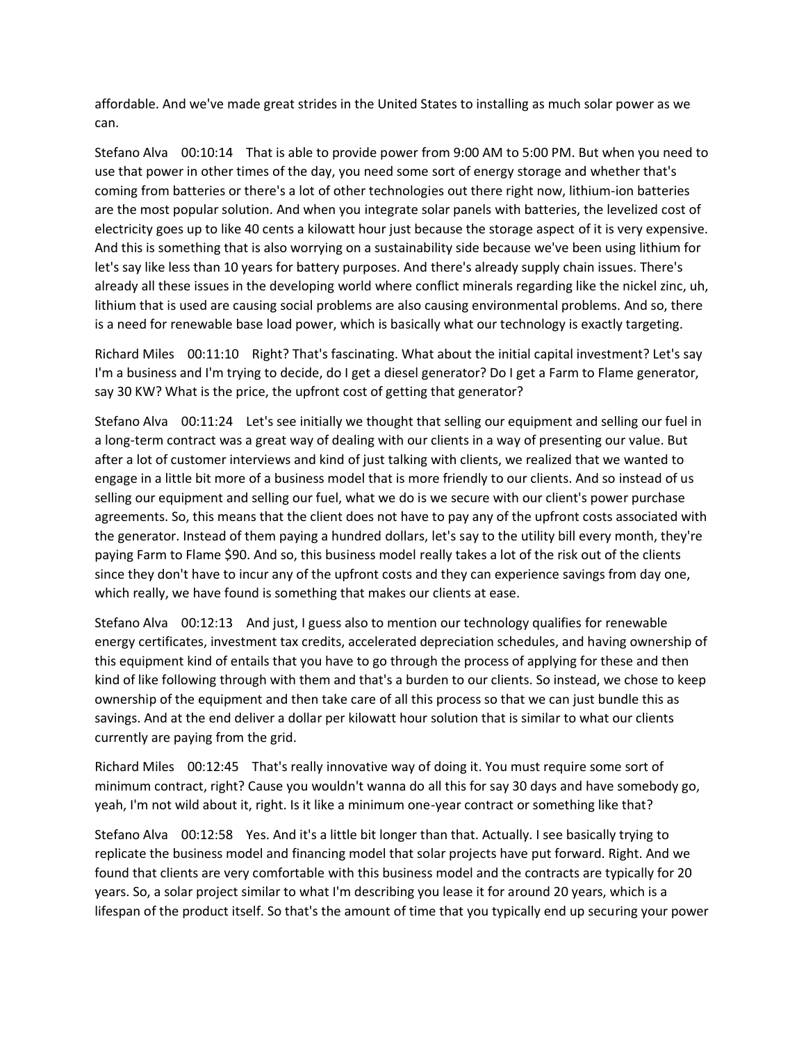affordable. And we've made great strides in the United States to installing as much solar power as we can.

Stefano Alva 00:10:14 That is able to provide power from 9:00 AM to 5:00 PM. But when you need to use that power in other times of the day, you need some sort of energy storage and whether that's coming from batteries or there's a lot of other technologies out there right now, lithium-ion batteries are the most popular solution. And when you integrate solar panels with batteries, the levelized cost of electricity goes up to like 40 cents a kilowatt hour just because the storage aspect of it is very expensive. And this is something that is also worrying on a sustainability side because we've been using lithium for let's say like less than 10 years for battery purposes. And there's already supply chain issues. There's already all these issues in the developing world where conflict minerals regarding like the nickel zinc, uh, lithium that is used are causing social problems are also causing environmental problems. And so, there is a need for renewable base load power, which is basically what our technology is exactly targeting.

Richard Miles 00:11:10 Right? That's fascinating. What about the initial capital investment? Let's say I'm a business and I'm trying to decide, do I get a diesel generator? Do I get a Farm to Flame generator, say 30 KW? What is the price, the upfront cost of getting that generator?

Stefano Alva 00:11:24 Let's see initially we thought that selling our equipment and selling our fuel in a long-term contract was a great way of dealing with our clients in a way of presenting our value. But after a lot of customer interviews and kind of just talking with clients, we realized that we wanted to engage in a little bit more of a business model that is more friendly to our clients. And so instead of us selling our equipment and selling our fuel, what we do is we secure with our client's power purchase agreements. So, this means that the client does not have to pay any of the upfront costs associated with the generator. Instead of them paying a hundred dollars, let's say to the utility bill every month, they're paying Farm to Flame $90. And so, this business model really takes a lot of the risk out of the clients since they don't have to incur any of the upfront costs and they can experience savings from day one, which really, we have found is something that makes our clients at ease.

Stefano Alva 00:12:13 And just, I guess also to mention our technology qualifies for renewable energy certificates, investment tax credits, accelerated depreciation schedules, and having ownership of this equipment kind of entails that you have to go through the process of applying for these and then kind of like following through with them and that's a burden to our clients. So instead, we chose to keep ownership of the equipment and then take care of all this process so that we can just bundle this as savings. And at the end deliver a dollar per kilowatt hour solution that is similar to what our clients currently are paying from the grid.

Richard Miles 00:12:45 That's really innovative way of doing it. You must require some sort of minimum contract, right? Cause you wouldn't wanna do all this for say 30 days and have somebody go, yeah, I'm not wild about it, right. Is it like a minimum one-year contract or something like that?

Stefano Alva 00:12:58 Yes. And it's a little bit longer than that. Actually. I see basically trying to replicate the business model and financing model that solar projects have put forward. Right. And we found that clients are very comfortable with this business model and the contracts are typically for 20 years. So, a solar project similar to what I'm describing you lease it for around 20 years, which is a lifespan of the product itself. So that's the amount of time that you typically end up securing your power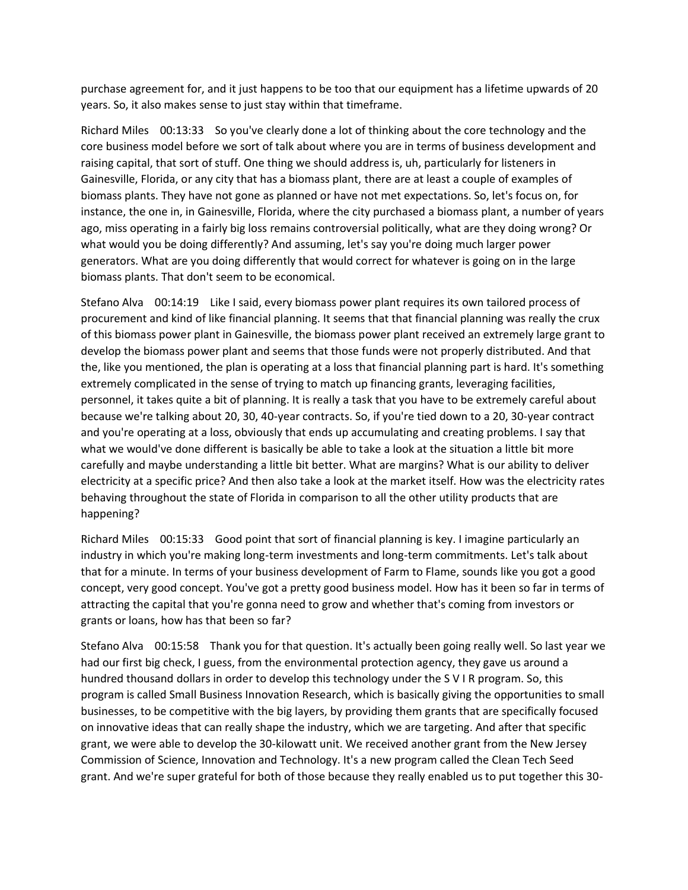purchase agreement for, and it just happens to be too that our equipment has a lifetime upwards of 20 years. So, it also makes sense to just stay within that timeframe.

Richard Miles 00:13:33 So you've clearly done a lot of thinking about the core technology and the core business model before we sort of talk about where you are in terms of business development and raising capital, that sort of stuff. One thing we should address is, uh, particularly for listeners in Gainesville, Florida, or any city that has a biomass plant, there are at least a couple of examples of biomass plants. They have not gone as planned or have not met expectations. So, let's focus on, for instance, the one in, in Gainesville, Florida, where the city purchased a biomass plant, a number of years ago, miss operating in a fairly big loss remains controversial politically, what are they doing wrong? Or what would you be doing differently? And assuming, let's say you're doing much larger power generators. What are you doing differently that would correct for whatever is going on in the large biomass plants. That don't seem to be economical.

Stefano Alva 00:14:19 Like I said, every biomass power plant requires its own tailored process of procurement and kind of like financial planning. It seems that that financial planning was really the crux of this biomass power plant in Gainesville, the biomass power plant received an extremely large grant to develop the biomass power plant and seems that those funds were not properly distributed. And that the, like you mentioned, the plan is operating at a loss that financial planning part is hard. It's something extremely complicated in the sense of trying to match up financing grants, leveraging facilities, personnel, it takes quite a bit of planning. It is really a task that you have to be extremely careful about because we're talking about 20, 30, 40-year contracts. So, if you're tied down to a 20, 30-year contract and you're operating at a loss, obviously that ends up accumulating and creating problems. I say that what we would've done different is basically be able to take a look at the situation a little bit more carefully and maybe understanding a little bit better. What are margins? What is our ability to deliver electricity at a specific price? And then also take a look at the market itself. How was the electricity rates behaving throughout the state of Florida in comparison to all the other utility products that are happening?

Richard Miles 00:15:33 Good point that sort of financial planning is key. I imagine particularly an industry in which you're making long-term investments and long-term commitments. Let's talk about that for a minute. In terms of your business development of Farm to Flame, sounds like you got a good concept, very good concept. You've got a pretty good business model. How has it been so far in terms of attracting the capital that you're gonna need to grow and whether that's coming from investors or grants or loans, how has that been so far?

Stefano Alva 00:15:58 Thank you for that question. It's actually been going really well. So last year we had our first big check, I guess, from the environmental protection agency, they gave us around a hundred thousand dollars in order to develop this technology under the S V I R program. So, this program is called Small Business Innovation Research, which is basically giving the opportunities to small businesses, to be competitive with the big layers, by providing them grants that are specifically focused on innovative ideas that can really shape the industry, which we are targeting. And after that specific grant, we were able to develop the 30-kilowatt unit. We received another grant from the New Jersey Commission of Science, Innovation and Technology. It's a new program called the Clean Tech Seed grant. And we're super grateful for both of those because they really enabled us to put together this 30-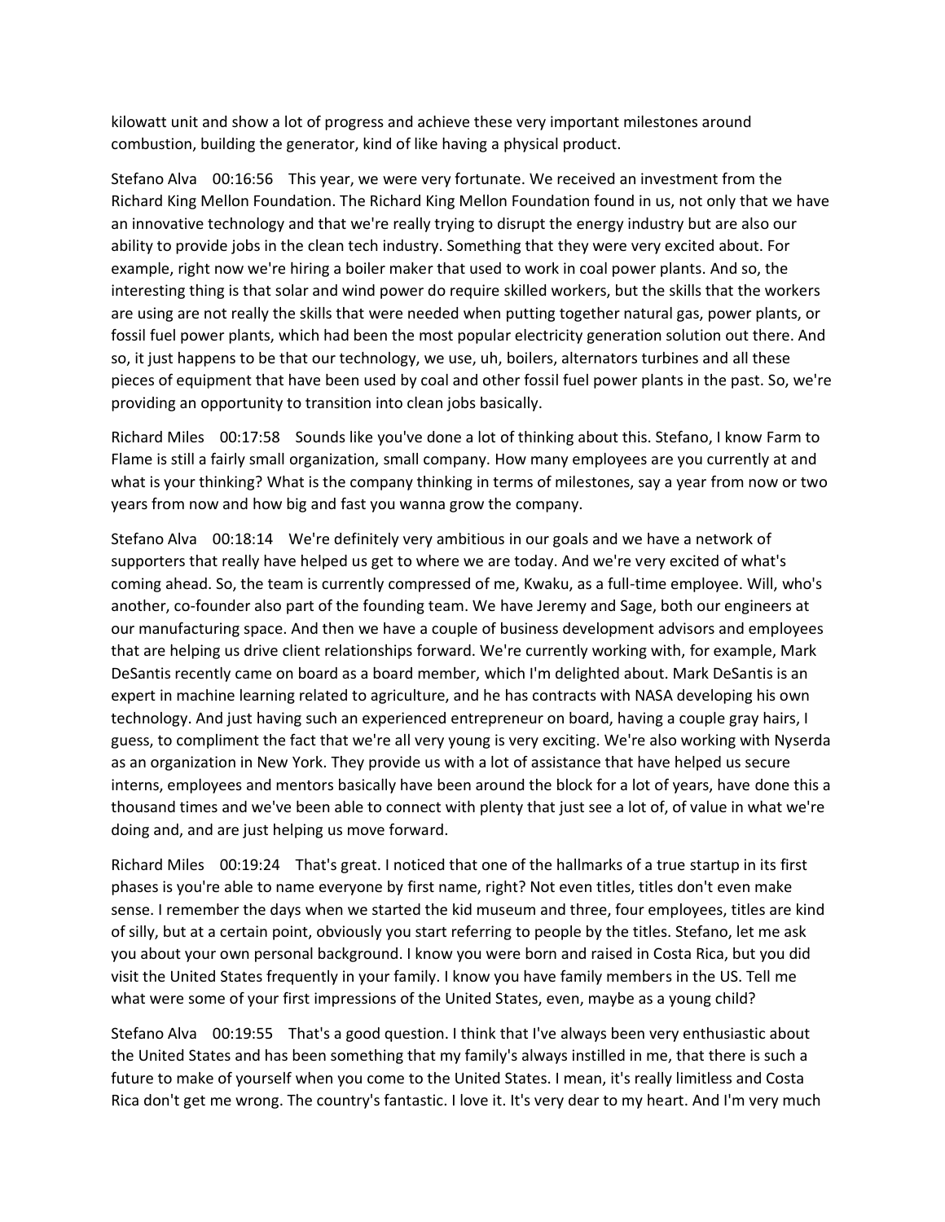kilowatt unit and show a lot of progress and achieve these very important milestones around combustion, building the generator, kind of like having a physical product.

Stefano Alva 00:16:56 This year, we were very fortunate. We received an investment from the Richard King Mellon Foundation. The Richard King Mellon Foundation found in us, not only that we have an innovative technology and that we're really trying to disrupt the energy industry but are also our ability to provide jobs in the clean tech industry. Something that they were very excited about. For example, right now we're hiring a boiler maker that used to work in coal power plants. And so, the interesting thing is that solar and wind power do require skilled workers, but the skills that the workers are using are not really the skills that were needed when putting together natural gas, power plants, or fossil fuel power plants, which had been the most popular electricity generation solution out there. And so, it just happens to be that our technology, we use, uh, boilers, alternators turbines and all these pieces of equipment that have been used by coal and other fossil fuel power plants in the past. So, we're providing an opportunity to transition into clean jobs basically.

Richard Miles 00:17:58 Sounds like you've done a lot of thinking about this. Stefano, I know Farm to Flame is still a fairly small organization, small company. How many employees are you currently at and what is your thinking? What is the company thinking in terms of milestones, say a year from now or two years from now and how big and fast you wanna grow the company.

Stefano Alva 00:18:14 We're definitely very ambitious in our goals and we have a network of supporters that really have helped us get to where we are today. And we're very excited of what's coming ahead. So, the team is currently compressed of me, Kwaku, as a full-time employee. Will, who's another, co-founder also part of the founding team. We have Jeremy and Sage, both our engineers at our manufacturing space. And then we have a couple of business development advisors and employees that are helping us drive client relationships forward. We're currently working with, for example, Mark DeSantis recently came on board as a board member, which I'm delighted about. Mark DeSantis is an expert in machine learning related to agriculture, and he has contracts with NASA developing his own technology. And just having such an experienced entrepreneur on board, having a couple gray hairs, I guess, to compliment the fact that we're all very young is very exciting. We're also working with Nyserda as an organization in New York. They provide us with a lot of assistance that have helped us secure interns, employees and mentors basically have been around the block for a lot of years, have done this a thousand times and we've been able to connect with plenty that just see a lot of, of value in what we're doing and, and are just helping us move forward.

Richard Miles 00:19:24 That's great. I noticed that one of the hallmarks of a true startup in its first phases is you're able to name everyone by first name, right? Not even titles, titles don't even make sense. I remember the days when we started the kid museum and three, four employees, titles are kind of silly, but at a certain point, obviously you start referring to people by the titles. Stefano, let me ask you about your own personal background. I know you were born and raised in Costa Rica, but you did visit the United States frequently in your family. I know you have family members in the US. Tell me what were some of your first impressions of the United States, even, maybe as a young child?

Stefano Alva 00:19:55 That's a good question. I think that I've always been very enthusiastic about the United States and has been something that my family's always instilled in me, that there is such a future to make of yourself when you come to the United States. I mean, it's really limitless and Costa Rica don't get me wrong. The country's fantastic. I love it. It's very dear to my heart. And I'm very much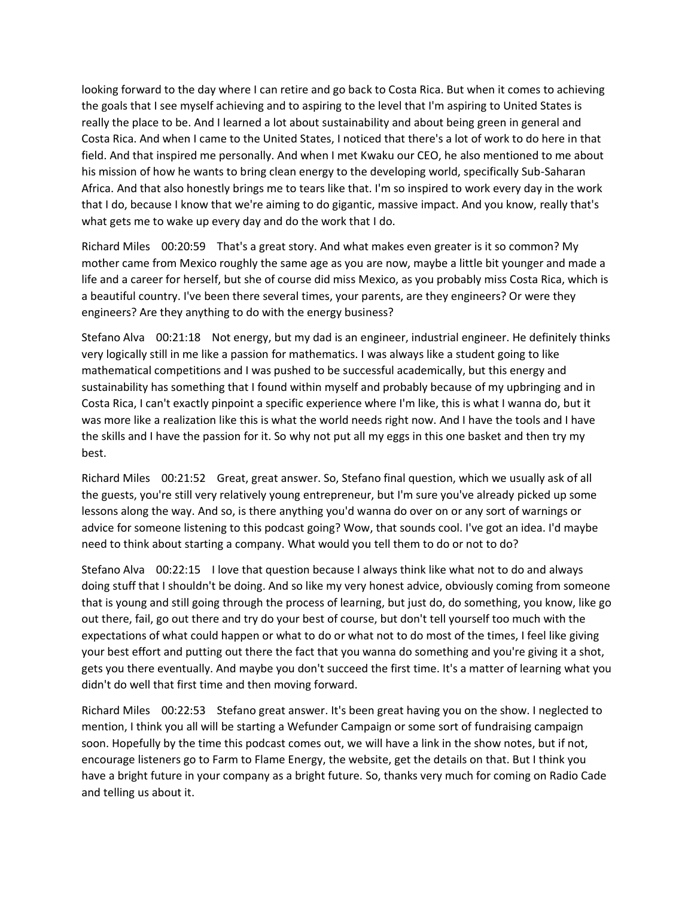looking forward to the day where I can retire and go back to Costa Rica. But when it comes to achieving the goals that I see myself achieving and to aspiring to the level that I'm aspiring to United States is really the place to be. And I learned a lot about sustainability and about being green in general and Costa Rica. And when I came to the United States, I noticed that there's a lot of work to do here in that field. And that inspired me personally. And when I met Kwaku our CEO, he also mentioned to me about his mission of how he wants to bring clean energy to the developing world, specifically Sub-Saharan Africa. And that also honestly brings me to tears like that. I'm so inspired to work every day in the work that I do, because I know that we're aiming to do gigantic, massive impact. And you know, really that's what gets me to wake up every day and do the work that I do.

Richard Miles 00:20:59 That's a great story. And what makes even greater is it so common? My mother came from Mexico roughly the same age as you are now, maybe a little bit younger and made a life and a career for herself, but she of course did miss Mexico, as you probably miss Costa Rica, which is a beautiful country. I've been there several times, your parents, are they engineers? Or were they engineers? Are they anything to do with the energy business?

Stefano Alva 00:21:18 Not energy, but my dad is an engineer, industrial engineer. He definitely thinks very logically still in me like a passion for mathematics. I was always like a student going to like mathematical competitions and I was pushed to be successful academically, but this energy and sustainability has something that I found within myself and probably because of my upbringing and in Costa Rica, I can't exactly pinpoint a specific experience where I'm like, this is what I wanna do, but it was more like a realization like this is what the world needs right now. And I have the tools and I have the skills and I have the passion for it. So why not put all my eggs in this one basket and then try my best.

Richard Miles 00:21:52 Great, great answer. So, Stefano final question, which we usually ask of all the guests, you're still very relatively young entrepreneur, but I'm sure you've already picked up some lessons along the way. And so, is there anything you'd wanna do over on or any sort of warnings or advice for someone listening to this podcast going? Wow, that sounds cool. I've got an idea. I'd maybe need to think about starting a company. What would you tell them to do or not to do?

Stefano Alva 00:22:15 I love that question because I always think like what not to do and always doing stuff that I shouldn't be doing. And so like my very honest advice, obviously coming from someone that is young and still going through the process of learning, but just do, do something, you know, like go out there, fail, go out there and try do your best of course, but don't tell yourself too much with the expectations of what could happen or what to do or what not to do most of the times, I feel like giving your best effort and putting out there the fact that you wanna do something and you're giving it a shot, gets you there eventually. And maybe you don't succeed the first time. It's a matter of learning what you didn't do well that first time and then moving forward.

Richard Miles 00:22:53 Stefano great answer. It's been great having you on the show. I neglected to mention, I think you all will be starting a Wefunder Campaign or some sort of fundraising campaign soon. Hopefully by the time this podcast comes out, we will have a link in the show notes, but if not, encourage listeners go to Farm to Flame Energy, the website, get the details on that. But I think you have a bright future in your company as a bright future. So, thanks very much for coming on Radio Cade and telling us about it.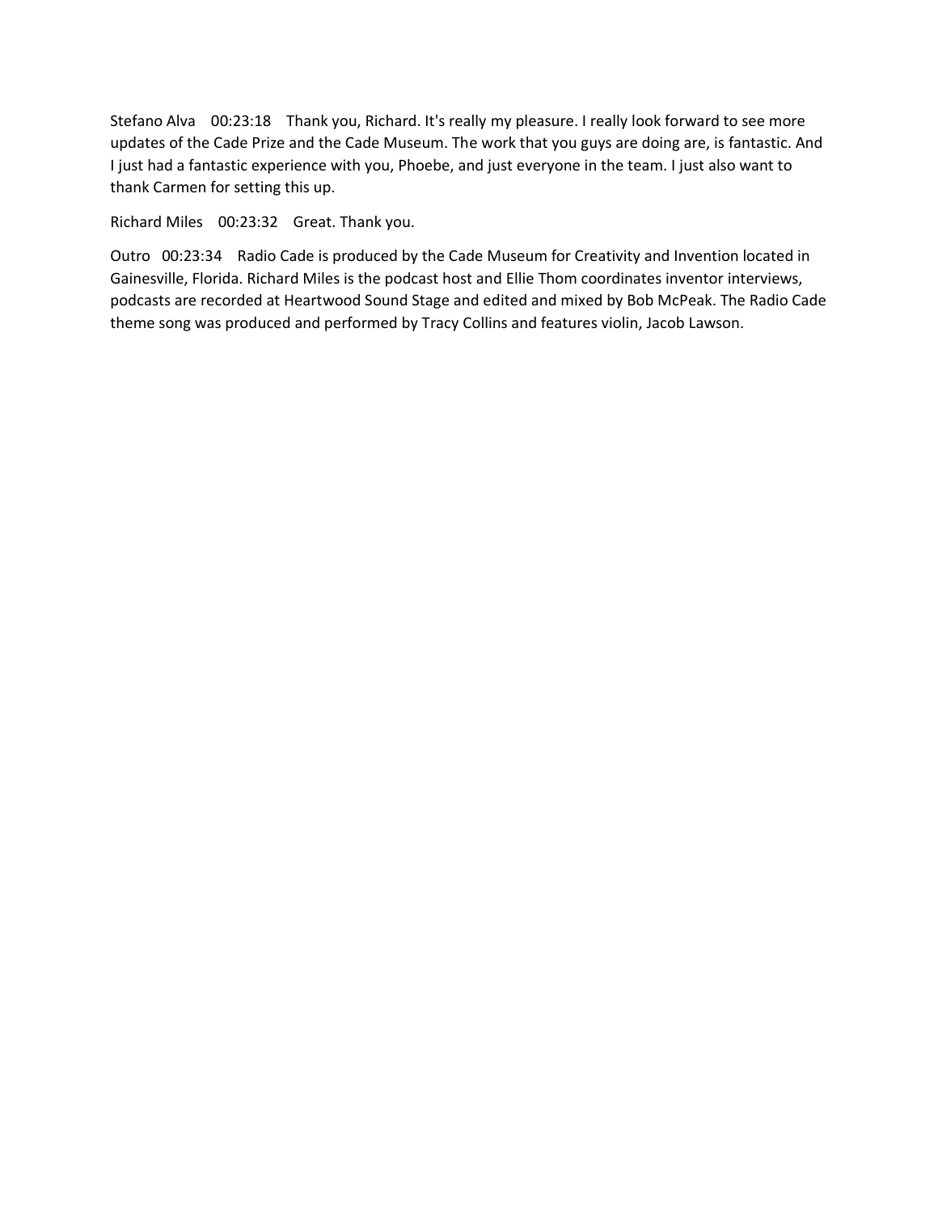Stefano Alva 00:23:18 Thank you, Richard. It's really my pleasure. I really look forward to see more updates of the Cade Prize and the Cade Museum. The work that you guys are doing are, is fantastic. And I just had a fantastic experience with you, Phoebe, and just everyone in the team. I just also want to thank Carmen for setting this up.

Richard Miles 00:23:32 Great. Thank you.

Outro 00:23:34 Radio Cade is produced by the Cade Museum for Creativity and Invention located in Gainesville, Florida. Richard Miles is the podcast host and Ellie Thom coordinates inventor interviews, podcasts are recorded at Heartwood Sound Stage and edited and mixed by Bob McPeak. The Radio Cade theme song was produced and performed by Tracy Collins and features violin, Jacob Lawson.